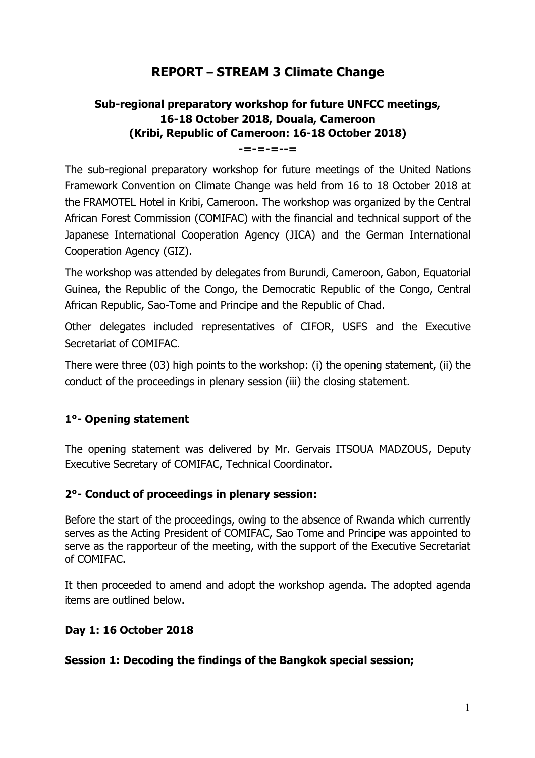# REPORT – STREAM 3 Climate Change

## Sub-regional preparatory workshop for future UNFCC meetings, 16-18 October 2018, Douala, Cameroon (Kribi, Republic of Cameroon: 16-18 October 2018)

**-=-=-=--=**

The sub-regional preparatory workshop for future meetings of the United Nations Framework Convention on Climate Change was held from 16 to 18 October 2018 at the FRAMOTEL Hotel in Kribi, Cameroon. The workshop was organized by the Central African Forest Commission (COMIFAC) with the financial and technical support of the Japanese International Cooperation Agency (JICA) and the German International Cooperation Agency (GIZ).

The workshop was attended by delegates from Burundi, Cameroon, Gabon, Equatorial Guinea, the Republic of the Congo, the Democratic Republic of the Congo, Central African Republic, Sao-Tome and Principe and the Republic of Chad.

Other delegates included representatives of CIFOR, USFS and the Executive Secretariat of COMIFAC.

There were three (03) high points to the workshop: (i) the opening statement, (ii) the conduct of the proceedings in plenary session (iii) the closing statement.

### 1°- Opening statement

The opening statement was delivered by Mr. Gervais ITSOUA MADZOUS, Deputy Executive Secretary of COMIFAC, Technical Coordinator.

### 2°- Conduct of proceedings in plenary session:

Before the start of the proceedings, owing to the absence of Rwanda which currently serves as the Acting President of COMIFAC, Sao Tome and Principe was appointed to serve as the rapporteur of the meeting, with the support of the Executive Secretariat of COMIFAC.

It then proceeded to amend and adopt the workshop agenda. The adopted agenda items are outlined below.

**Day 1: 16 October 2018**

**Session 1: Decoding the findings of the Bangkok special session;**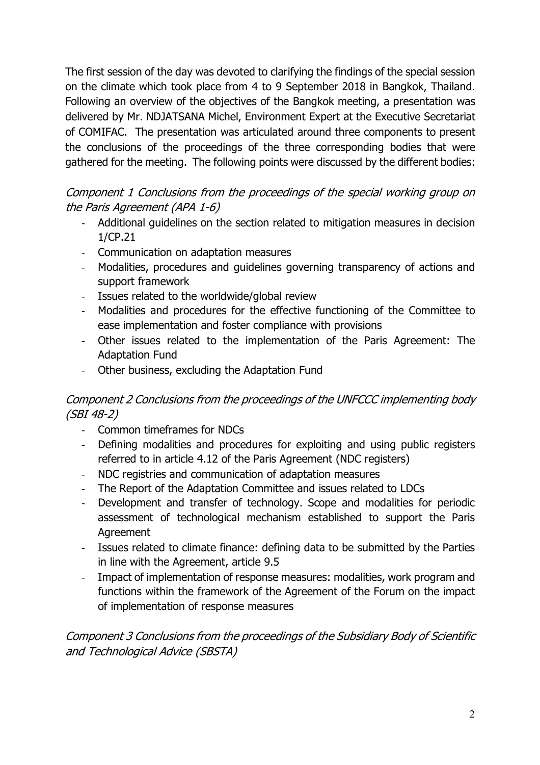The first session of the day was devoted to clarifying the findings of the special session on the climate which took place from 4 to 9 September 2018 in Bangkok, Thailand. Following an overview of the objectives of the Bangkok meeting, a presentation was delivered by Mr. NDJATSANA Michel, Environment Expert at the Executive Secretariat of COMIFAC. The presentation was articulated around three components to present the conclusions of the proceedings of the three corresponding bodies that were gathered for the meeting. The following points were discussed by the different bodies:

*Component 1 Conclusions from the proceedings of the special working group on the Paris Agreement (APA 1-6)*

- Additional guidelines on the section related to mitigation measures in decision 1/CP.21
- Communication on adaptation measures
- Modalities, procedures and guidelines governing transparency of actions and support framework
- Issues related to the worldwide/global review
- Modalities and procedures for the effective functioning of the Committee to ease implementation and foster compliance with provisions
- Other issues related to the implementation of the Paris Agreement: The Adaptation Fund
- Other business, excluding the Adaptation Fund

*Component 2 Conclusions from the proceedings of the UNFCCC implementing body (SBI 48-2)*

- Common timeframes for NDCs
- Defining modalities and procedures for exploiting and using public registers referred to in article 4.12 of the Paris Agreement (NDC registers)
- NDC registries and communication of adaptation measures
- The Report of the Adaptation Committee and issues related to LDCs
- Development and transfer of technology. Scope and modalities for periodic assessment of technological mechanism established to support the Paris Agreement
- Issues related to climate finance: defining data to be submitted by the Parties in line with the Agreement, article 9.5
- Impact of implementation of response measures: modalities, work program and functions within the framework of the Agreement of the Forum on the impact of implementation of response measures

*Component 3 Conclusions from the proceedings of the Subsidiary Body of Scientific and Technological Advice (SBSTA)*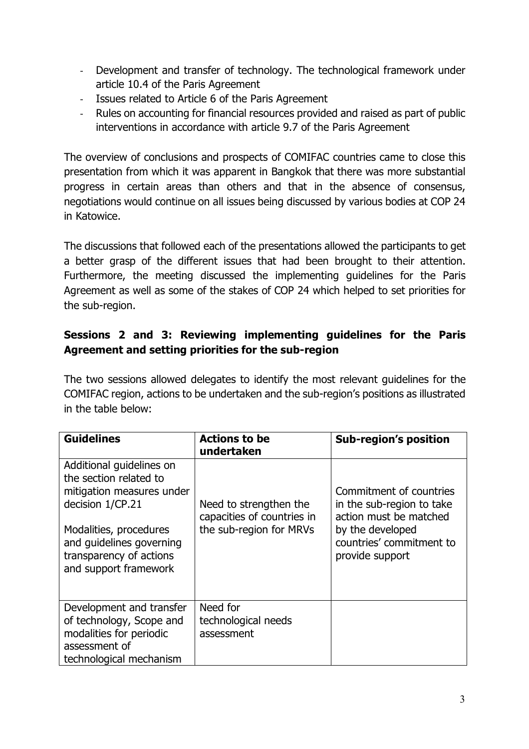- Development and transfer of technology. The technological framework under article 10.4 of the Paris Agreement
- Issues related to Article 6 of the Paris Agreement
- Rules on accounting for financial resources provided and raised as part of public interventions in accordance with article 9.7 of the Paris Agreement

The overview of conclusions and prospects of COMIFAC countries came to close this presentation from which it was apparent in Bangkok that there was more substantial progress in certain areas than others and that in the absence of consensus, negotiations would continue on all issues being discussed by various bodies at COP 24 in Katowice.

The discussions that followed each of the presentations allowed the participants to get a better grasp of the different issues that had been brought to their attention. Furthermore, the meeting discussed the implementing guidelines for the Paris Agreement as well as some of the stakes of COP 24 which helped to set priorities for the sub-region.

**Sessions 2 and 3: Reviewing implementing guidelines for the Paris Agreement and setting priorities for the sub-region**

The two sessions allowed delegates to identify the most relevant guidelines for the COMIFAC region, actions to be undertaken and the sub-region's positions as illustrated in the table below:

| Guidelines | Actions to be undertaken | Sub-region's position |
|---|---|---|
| Additional guidelines on the section related to mitigation measures under decision 1/CP.21<br><br>Modalities, procedures and guidelines governing transparency of actions and support framework | Need to strengthen the capacities of countries in the sub-region for MRVs | Commitment of countries in the sub-region to take action must be matched by the developed countries' commitment to provide support |
| Development and transfer of technology, Scope and modalities for periodic assessment of technological mechanism | Need for technological needs assessment | |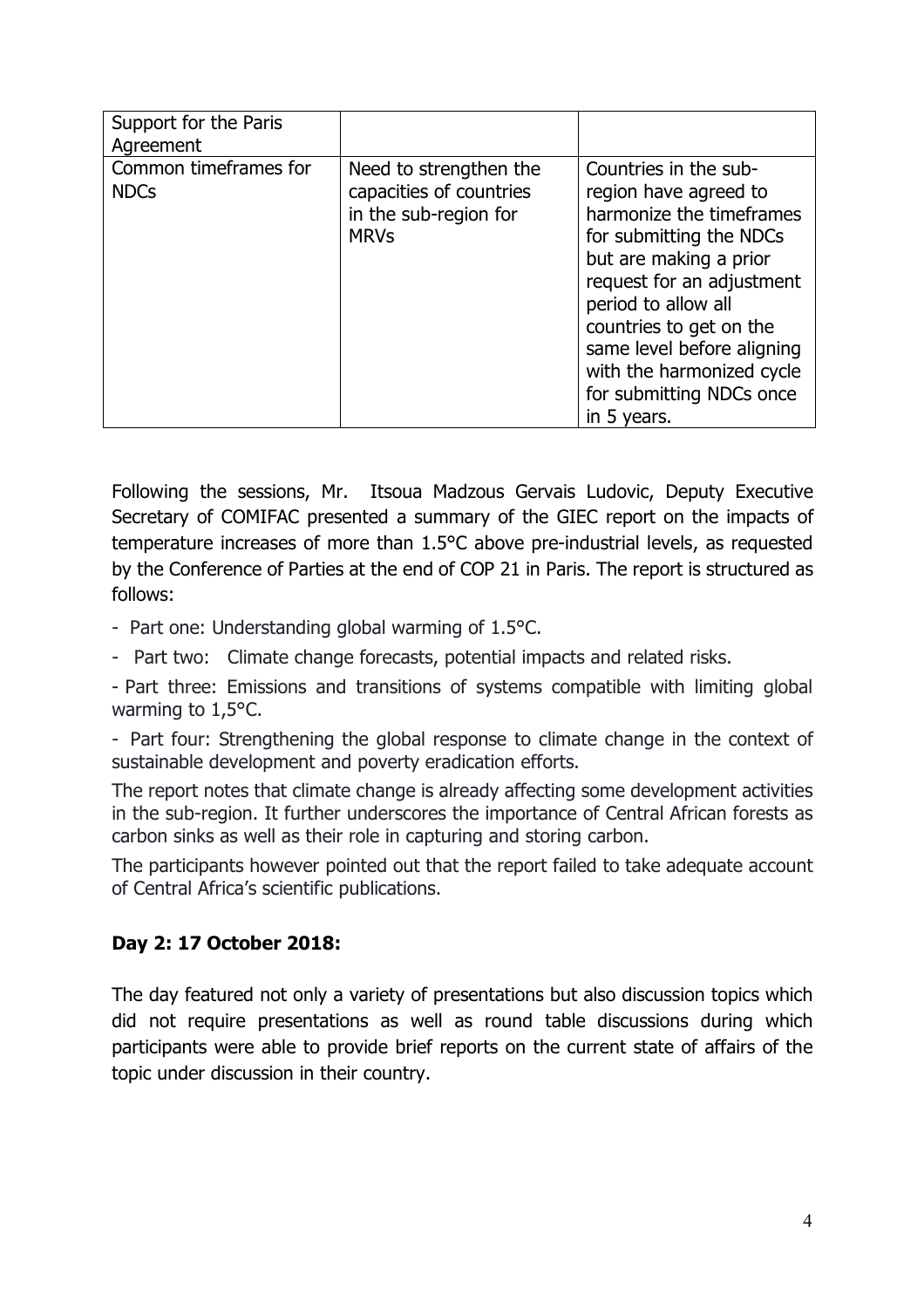| Support for the Paris Agreement | | |
|---|---|---|
| Common timeframes for NDCs | Need to strengthen the capacities of countries in the sub-region for MRVs | Countries in the sub-region have agreed to harmonize the timeframes for submitting the NDCs but are making a prior request for an adjustment period to allow all countries to get on the same level before aligning with the harmonized cycle for submitting NDCs once in 5 years. |

Following the sessions, Mr. Itsoua Madzous Gervais Ludovic, Deputy Executive Secretary of COMIFAC presented a summary of the GIEC report on the impacts of temperature increases of more than 1.5°C above pre-industrial levels, as requested by the Conference of Parties at the end of COP 21 in Paris. The report is structured as follows:

- Part one: Understanding global warming of 1.5°C.
- Part two: Climate change forecasts, potential impacts and related risks.
- Part three: Emissions and transitions of systems compatible with limiting global warming to 1,5°C.
- Part four: Strengthening the global response to climate change in the context of sustainable development and poverty eradication efforts.

The report notes that climate change is already affecting some development activities in the sub-region. It further underscores the importance of Central African forests as carbon sinks as well as their role in capturing and storing carbon.

The participants however pointed out that the report failed to take adequate account of Central Africa's scientific publications.

**Day 2: 17 October 2018:**

The day featured not only a variety of presentations but also discussion topics which did not require presentations as well as round table discussions during which participants were able to provide brief reports on the current state of affairs of the topic under discussion in their country.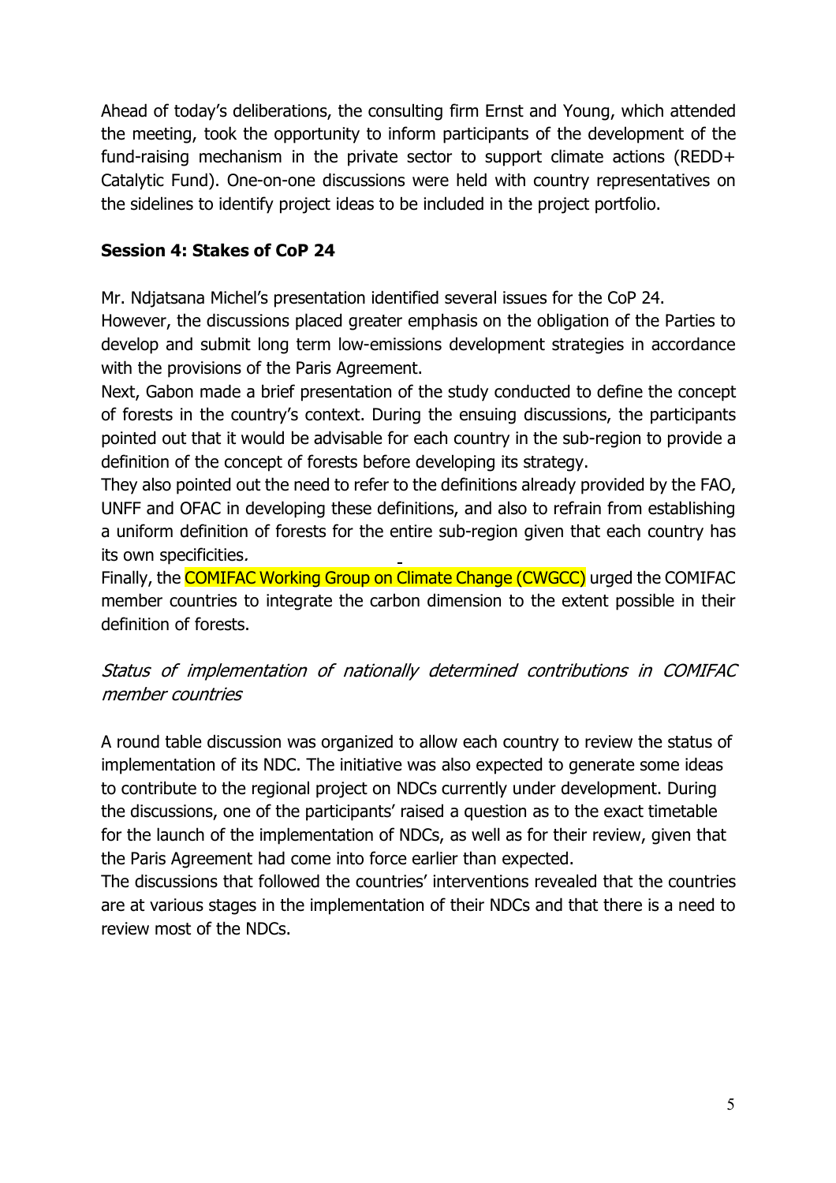Ahead of today's deliberations, the consulting firm Ernst and Young, which attended the meeting, took the opportunity to inform participants of the development of the fund-raising mechanism in the private sector to support climate actions (REDD+ Catalytic Fund). One-on-one discussions were held with country representatives on the sidelines to identify project ideas to be included in the project portfolio.

**Session 4: Stakes of CoP 24**

Mr. Ndjatsana Michel's presentation identified several issues for the CoP 24.
However, the discussions placed greater emphasis on the obligation of the Parties to develop and submit long term low-emissions development strategies in accordance with the provisions of the Paris Agreement.
Next, Gabon made a brief presentation of the study conducted to define the concept of forests in the country's context. During the ensuing discussions, the participants pointed out that it would be advisable for each country in the sub-region to provide a definition of the concept of forests before developing its strategy.
They also pointed out the need to refer to the definitions already provided by the FAO, UNFF and OFAC in developing these definitions, and also to refrain from establishing a uniform definition of forests for the entire sub-region given that each country has its own specificities.
Finally, the COMIFAC Working Group on Climate Change (CWGCC) urged the COMIFAC member countries to integrate the carbon dimension to the extent possible in their definition of forests.

*Status of implementation of nationally determined contributions in COMIFAC member countries*

A round table discussion was organized to allow each country to review the status of implementation of its NDC. The initiative was also expected to generate some ideas to contribute to the regional project on NDCs currently under development. During the discussions, one of the participants' raised a question as to the exact timetable for the launch of the implementation of NDCs, as well as for their review, given that the Paris Agreement had come into force earlier than expected.
The discussions that followed the countries' interventions revealed that the countries are at various stages in the implementation of their NDCs and that there is a need to review most of the NDCs.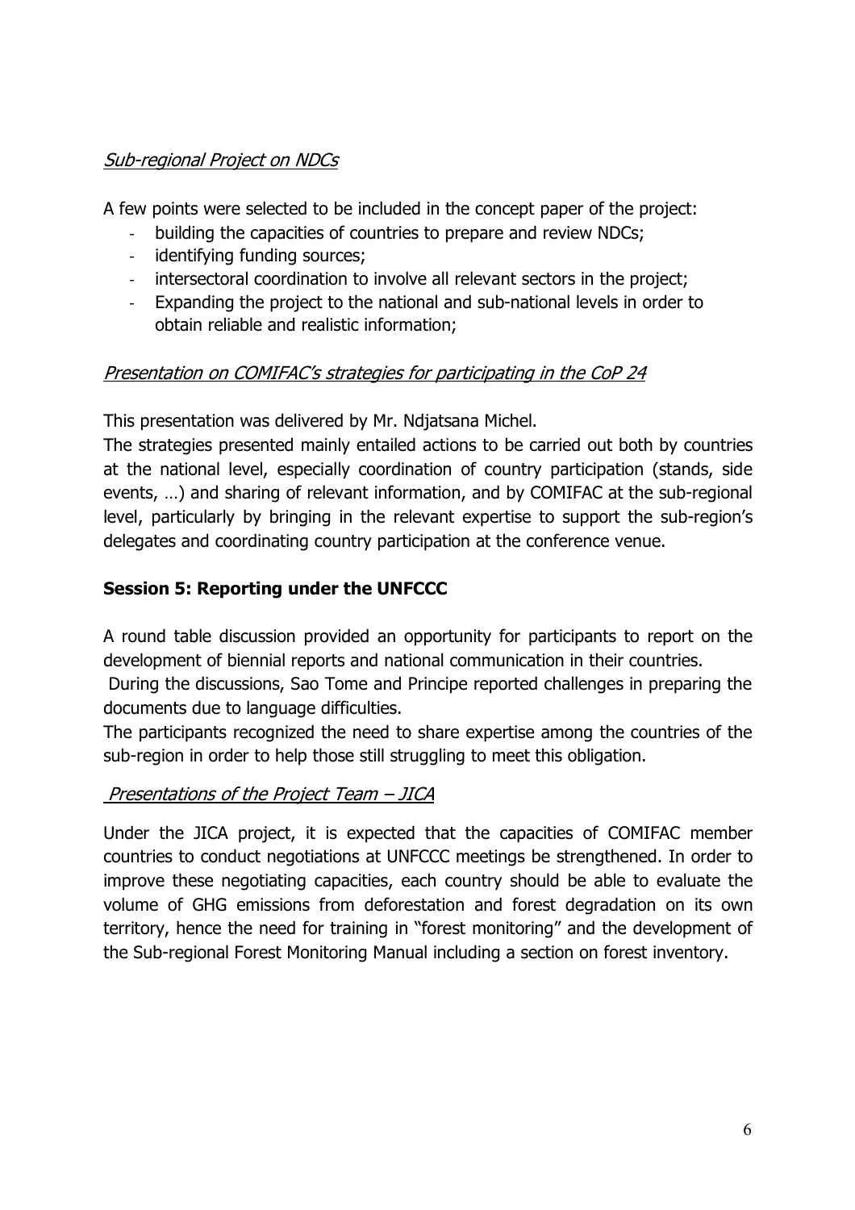*Sub-regional Project on NDCs*

A few points were selected to be included in the concept paper of the project:

- building the capacities of countries to prepare and review NDCs;
- identifying funding sources;
- intersectoral coordination to involve all relevant sectors in the project;
- Expanding the project to the national and sub-national levels in order to obtain reliable and realistic information;

*Presentation on COMIFAC's strategies for participating in the CoP 24*

This presentation was delivered by Mr. Ndjatsana Michel.

The strategies presented mainly entailed actions to be carried out both by countries at the national level, especially coordination of country participation (stands, side events, …) and sharing of relevant information, and by COMIFAC at the sub-regional level, particularly by bringing in the relevant expertise to support the sub-region's delegates and coordinating country participation at the conference venue.

## Session 5: Reporting under the UNFCCC

A round table discussion provided an opportunity for participants to report on the development of biennial reports and national communication in their countries.

During the discussions, Sao Tome and Principe reported challenges in preparing the documents due to language difficulties.

The participants recognized the need to share expertise among the countries of the sub-region in order to help those still struggling to meet this obligation.

*Presentations of the Project Team – JICA*

Under the JICA project, it is expected that the capacities of COMIFAC member countries to conduct negotiations at UNFCCC meetings be strengthened. In order to improve these negotiating capacities, each country should be able to evaluate the volume of GHG emissions from deforestation and forest degradation on its own territory, hence the need for training in "forest monitoring" and the development of the Sub-regional Forest Monitoring Manual including a section on forest inventory.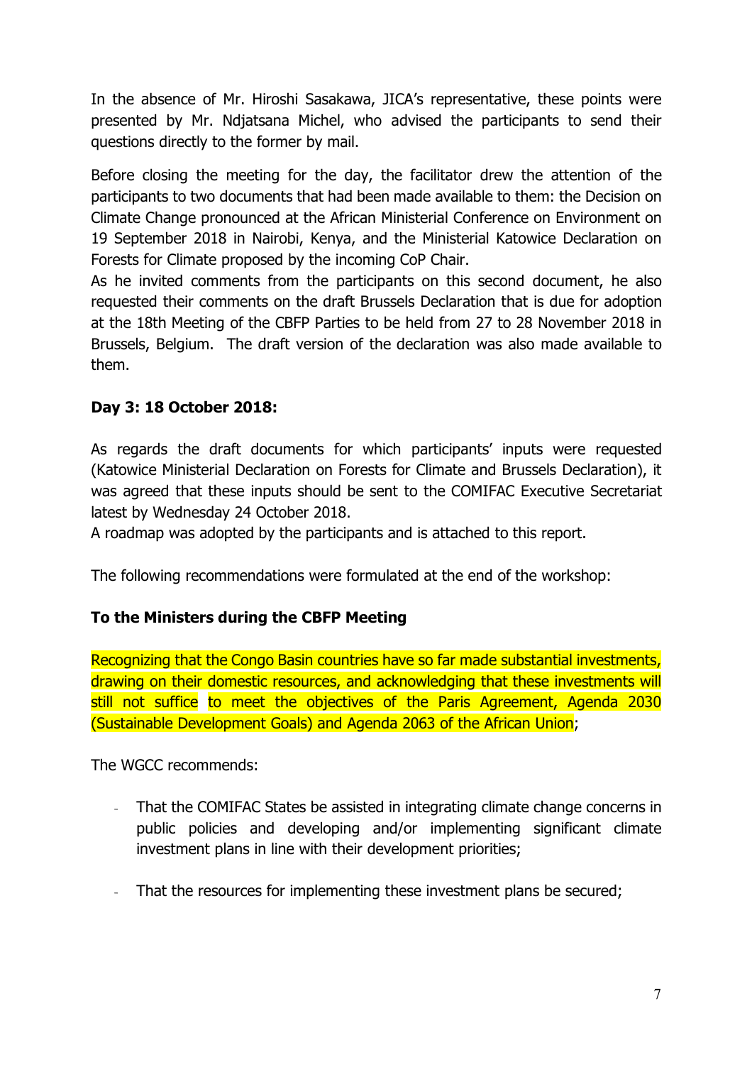In the absence of Mr. Hiroshi Sasakawa, JICA's representative, these points were presented by Mr. Ndjatsana Michel, who advised the participants to send their questions directly to the former by mail.

Before closing the meeting for the day, the facilitator drew the attention of the participants to two documents that had been made available to them: the Decision on Climate Change pronounced at the African Ministerial Conference on Environment on 19 September 2018 in Nairobi, Kenya, and the Ministerial Katowice Declaration on Forests for Climate proposed by the incoming CoP Chair.
As he invited comments from the participants on this second document, he also requested their comments on the draft Brussels Declaration that is due for adoption at the 18th Meeting of the CBFP Parties to be held from 27 to 28 November 2018 in Brussels, Belgium. The draft version of the declaration was also made available to them.

**Day 3: 18 October 2018:**

As regards the draft documents for which participants' inputs were requested (Katowice Ministerial Declaration on Forests for Climate and Brussels Declaration), it was agreed that these inputs should be sent to the COMIFAC Executive Secretariat latest by Wednesday 24 October 2018.
A roadmap was adopted by the participants and is attached to this report.

The following recommendations were formulated at the end of the workshop:

**To the Ministers during the CBFP Meeting**

Recognizing that the Congo Basin countries have so far made substantial investments, drawing on their domestic resources, and acknowledging that these investments will still not suffice to meet the objectives of the Paris Agreement, Agenda 2030 (Sustainable Development Goals) and Agenda 2063 of the African Union;

The WGCC recommends:

- That the COMIFAC States be assisted in integrating climate change concerns in public policies and developing and/or implementing significant climate investment plans in line with their development priorities;
- That the resources for implementing these investment plans be secured;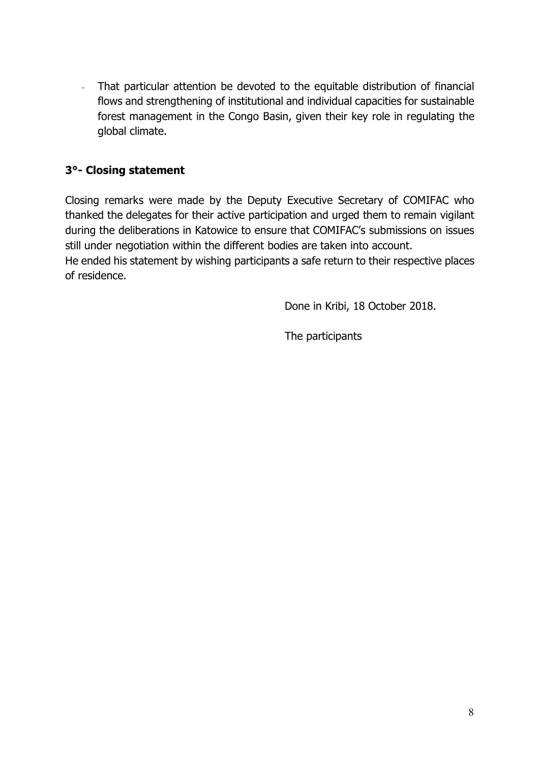- That particular attention be devoted to the equitable distribution of financial flows and strengthening of institutional and individual capacities for sustainable forest management in the Congo Basin, given their key role in regulating the global climate.

### 3°- Closing statement

Closing remarks were made by the Deputy Executive Secretary of COMIFAC who thanked the delegates for their active participation and urged them to remain vigilant during the deliberations in Katowice to ensure that COMIFAC's submissions on issues still under negotiation within the different bodies are taken into account.
He ended his statement by wishing participants a safe return to their respective places of residence.

Done in Kribi, 18 October 2018.

The participants